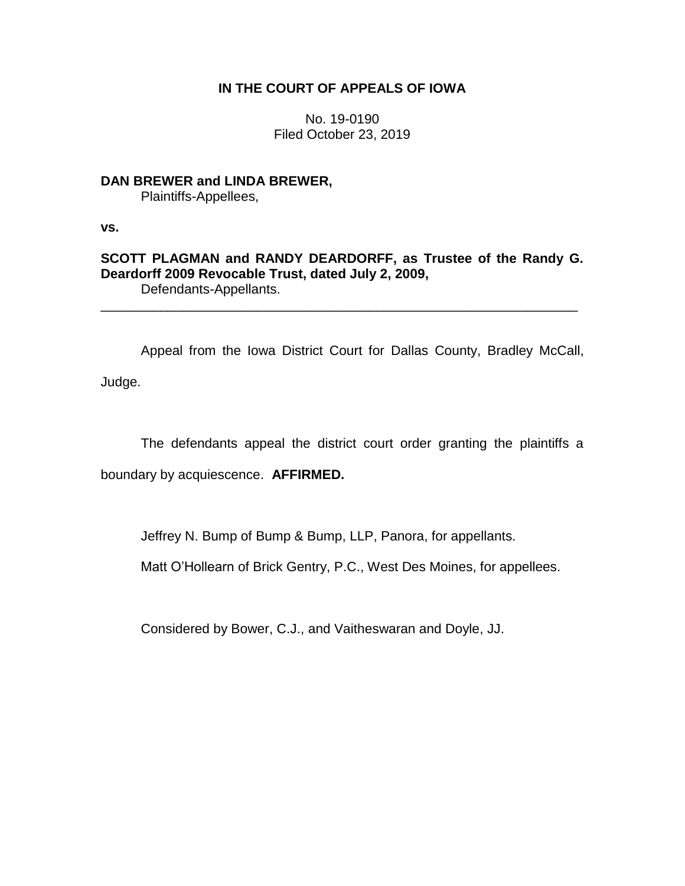# IN THE COURT OF APPEALS OF IOWA

No. 19-0190
Filed October 23, 2019

**DAN BREWER and LINDA BREWER,**
Plaintiffs-Appellees,

**vs.**

**SCOTT PLAGMAN and RANDY DEARDORFF, as Trustee of the Randy G. Deardorff 2009 Revocable Trust, dated July 2, 2009,**
Defendants-Appellants.

---

Appeal from the Iowa District Court for Dallas County, Bradley McCall, Judge.

The defendants appeal the district court order granting the plaintiffs a boundary by acquiescence. **AFFIRMED.**

Jeffrey N. Bump of Bump & Bump, LLP, Panora, for appellants.

Matt O'Hollearn of Brick Gentry, P.C., West Des Moines, for appellees.

Considered by Bower, C.J., and Vaitheswaran and Doyle, JJ.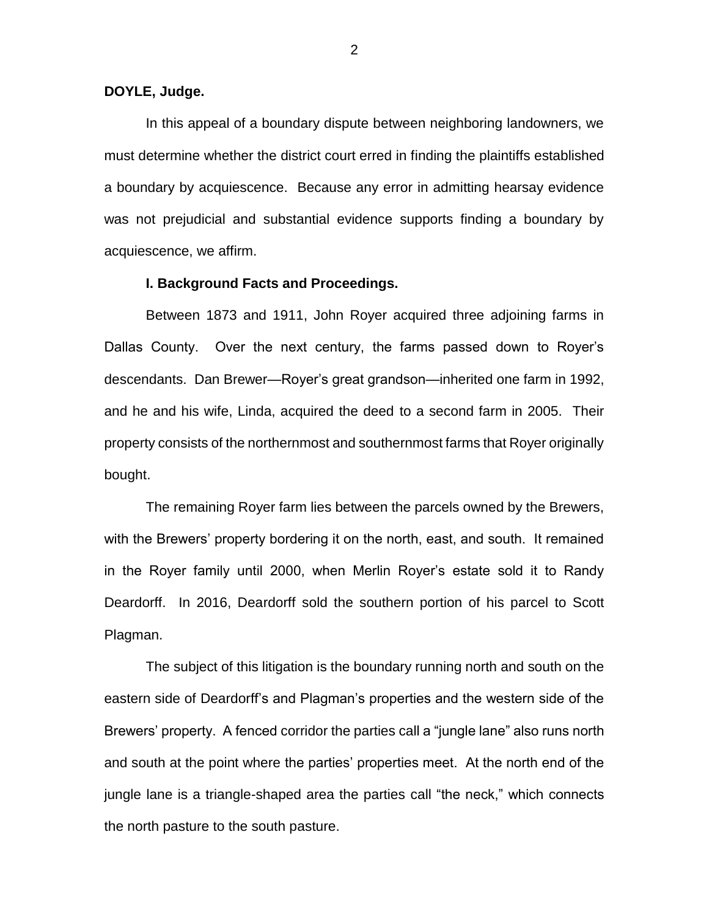**DOYLE, Judge.**

In this appeal of a boundary dispute between neighboring landowners, we must determine whether the district court erred in finding the plaintiffs established a boundary by acquiescence. Because any error in admitting hearsay evidence was not prejudicial and substantial evidence supports finding a boundary by acquiescence, we affirm.

**I. Background Facts and Proceedings.**

Between 1873 and 1911, John Royer acquired three adjoining farms in Dallas County. Over the next century, the farms passed down to Royer's descendants. Dan Brewer—Royer's great grandson—inherited one farm in 1992, and he and his wife, Linda, acquired the deed to a second farm in 2005. Their property consists of the northernmost and southernmost farms that Royer originally bought.

The remaining Royer farm lies between the parcels owned by the Brewers, with the Brewers' property bordering it on the north, east, and south. It remained in the Royer family until 2000, when Merlin Royer's estate sold it to Randy Deardorff. In 2016, Deardorff sold the southern portion of his parcel to Scott Plagman.

The subject of this litigation is the boundary running north and south on the eastern side of Deardorff's and Plagman's properties and the western side of the Brewers' property. A fenced corridor the parties call a "jungle lane" also runs north and south at the point where the parties' properties meet. At the north end of the jungle lane is a triangle-shaped area the parties call "the neck," which connects the north pasture to the south pasture.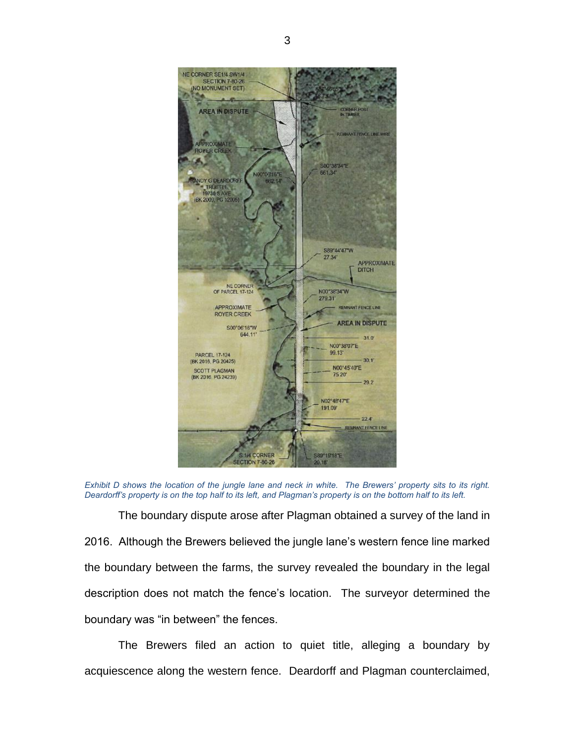*Exhibit D shows the location of the jungle lane and neck in white. The Brewers' property sits to its right. Deardorff's property is on the top half to its left, and Plagman's property is on the bottom half to its left.*

The boundary dispute arose after Plagman obtained a survey of the land in 2016. Although the Brewers believed the jungle lane's western fence line marked the boundary between the farms, the survey revealed the boundary in the legal description does not match the fence's location. The surveyor determined the boundary was "in between" the fences.

The Brewers filed an action to quiet title, alleging a boundary by acquiescence along the western fence. Deardorff and Plagman counterclaimed,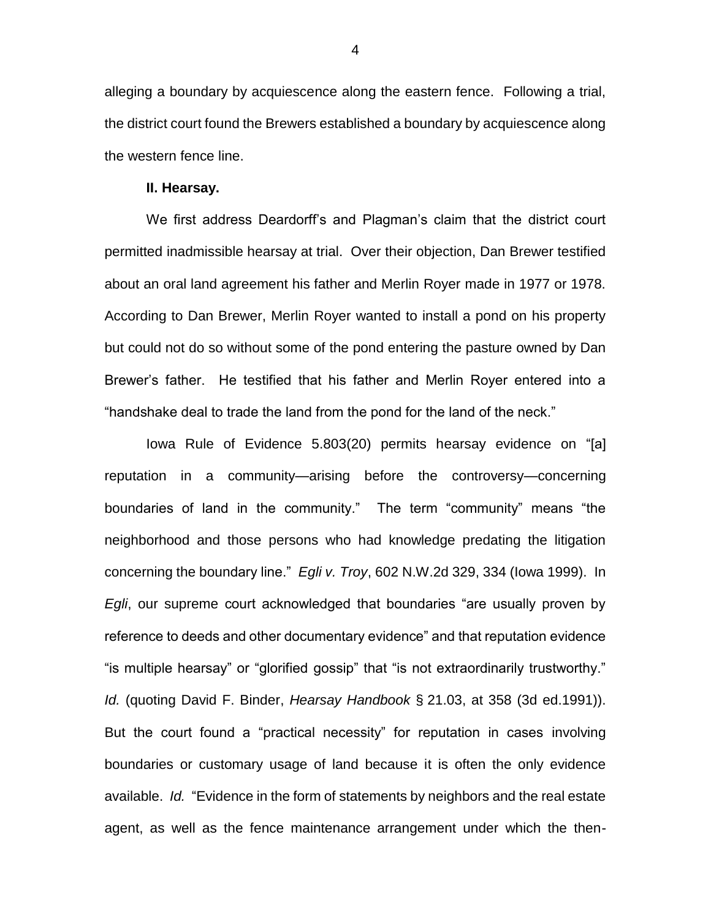alleging a boundary by acquiescence along the eastern fence. Following a trial, the district court found the Brewers established a boundary by acquiescence along the western fence line.

**II. Hearsay.**

We first address Deardorff's and Plagman's claim that the district court permitted inadmissible hearsay at trial. Over their objection, Dan Brewer testified about an oral land agreement his father and Merlin Royer made in 1977 or 1978. According to Dan Brewer, Merlin Royer wanted to install a pond on his property but could not do so without some of the pond entering the pasture owned by Dan Brewer's father. He testified that his father and Merlin Royer entered into a "handshake deal to trade the land from the pond for the land of the neck."

Iowa Rule of Evidence 5.803(20) permits hearsay evidence on "[a] reputation in a community—arising before the controversy—concerning boundaries of land in the community." The term "community" means "the neighborhood and those persons who had knowledge predating the litigation concerning the boundary line." *Egli v. Troy*, 602 N.W.2d 329, 334 (Iowa 1999). In *Egli*, our supreme court acknowledged that boundaries "are usually proven by reference to deeds and other documentary evidence" and that reputation evidence "is multiple hearsay" or "glorified gossip" that "is not extraordinarily trustworthy." *Id.* (quoting David F. Binder, *Hearsay Handbook* § 21.03, at 358 (3d ed.1991)). But the court found a "practical necessity" for reputation in cases involving boundaries or customary usage of land because it is often the only evidence available. *Id.* "Evidence in the form of statements by neighbors and the real estate agent, as well as the fence maintenance arrangement under which the then-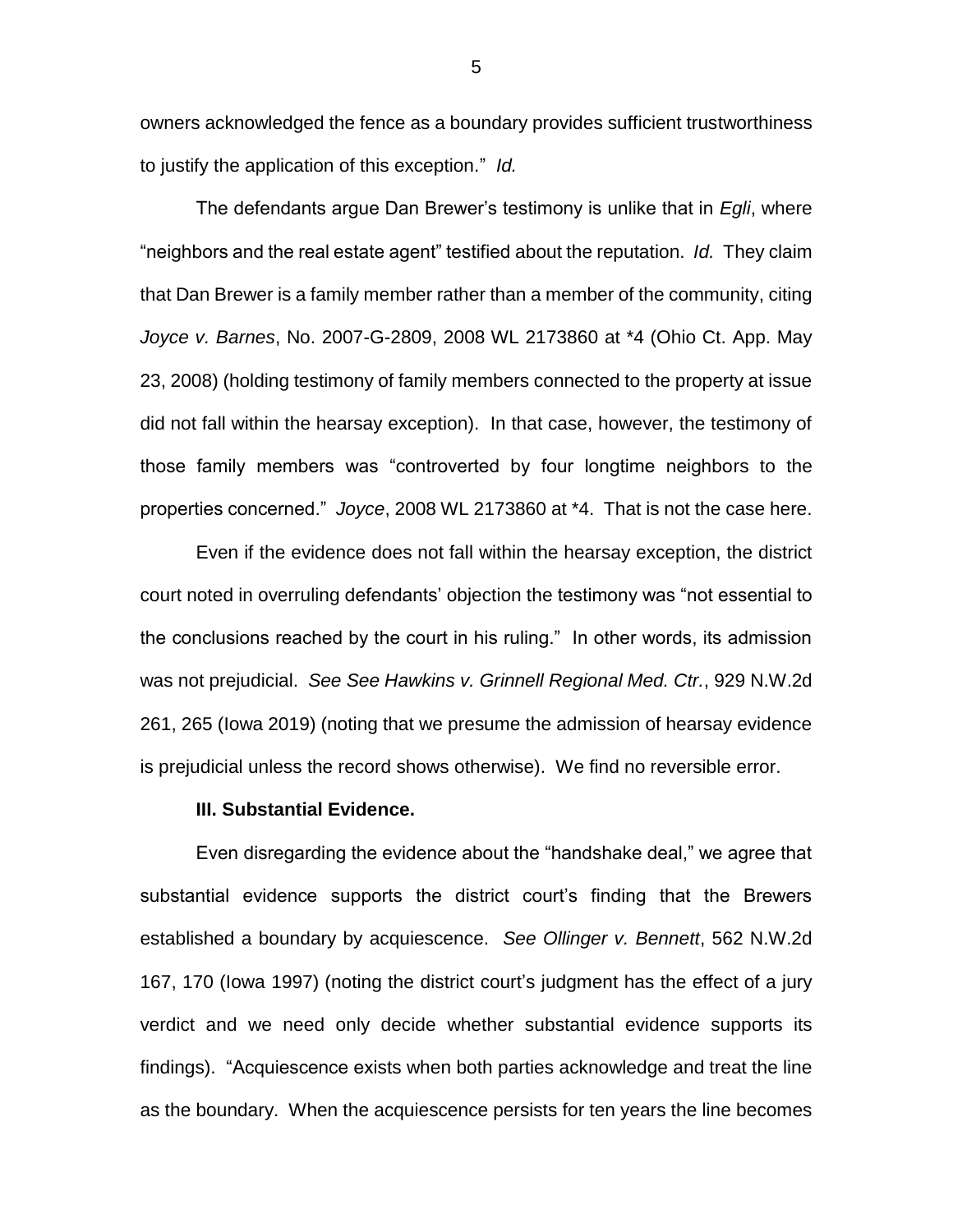owners acknowledged the fence as a boundary provides sufficient trustworthiness to justify the application of this exception." *Id.*

The defendants argue Dan Brewer's testimony is unlike that in *Egli*, where "neighbors and the real estate agent" testified about the reputation. *Id.* They claim that Dan Brewer is a family member rather than a member of the community, citing *Joyce v. Barnes*, No. 2007-G-2809, 2008 WL 2173860 at *4 (Ohio Ct. App. May 23, 2008) (holding testimony of family members connected to the property at issue did not fall within the hearsay exception). In that case, however, the testimony of those family members was "controverted by four longtime neighbors to the properties concerned." *Joyce*, 2008 WL 2173860 at *4. That is not the case here.

Even if the evidence does not fall within the hearsay exception, the district court noted in overruling defendants' objection the testimony was "not essential to the conclusions reached by the court in his ruling." In other words, its admission was not prejudicial. *See See Hawkins v. Grinnell Regional Med. Ctr.*, 929 N.W.2d 261, 265 (Iowa 2019) (noting that we presume the admission of hearsay evidence is prejudicial unless the record shows otherwise). We find no reversible error.

**III. Substantial Evidence.**

Even disregarding the evidence about the "handshake deal," we agree that substantial evidence supports the district court's finding that the Brewers established a boundary by acquiescence. *See Ollinger v. Bennett*, 562 N.W.2d 167, 170 (Iowa 1997) (noting the district court's judgment has the effect of a jury verdict and we need only decide whether substantial evidence supports its findings). "Acquiescence exists when both parties acknowledge and treat the line as the boundary. When the acquiescence persists for ten years the line becomes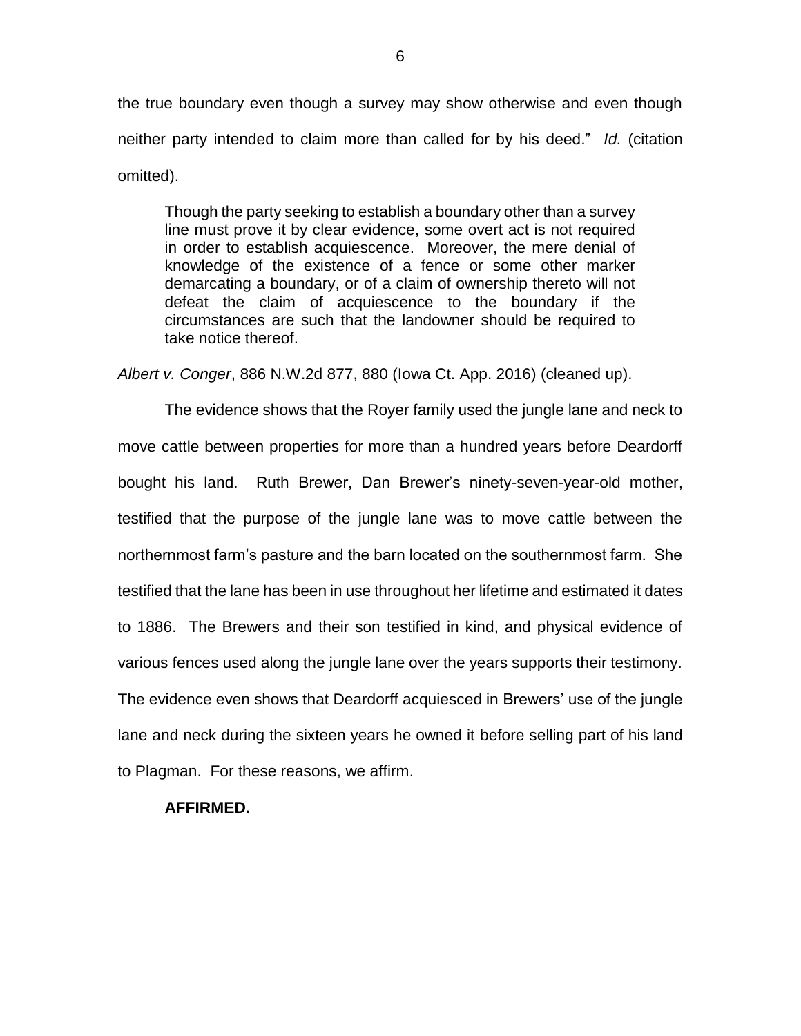the true boundary even though a survey may show otherwise and even though neither party intended to claim more than called for by his deed." *Id.* (citation omitted).

> Though the party seeking to establish a boundary other than a survey line must prove it by clear evidence, some overt act is not required in order to establish acquiescence. Moreover, the mere denial of knowledge of the existence of a fence or some other marker demarcating a boundary, or of a claim of ownership thereto will not defeat the claim of acquiescence to the boundary if the circumstances are such that the landowner should be required to take notice thereof.

*Albert v. Conger*, 886 N.W.2d 877, 880 (Iowa Ct. App. 2016) (cleaned up).

The evidence shows that the Royer family used the jungle lane and neck to move cattle between properties for more than a hundred years before Deardorff bought his land. Ruth Brewer, Dan Brewer's ninety-seven-year-old mother, testified that the purpose of the jungle lane was to move cattle between the northernmost farm's pasture and the barn located on the southernmost farm. She testified that the lane has been in use throughout her lifetime and estimated it dates to 1886. The Brewers and their son testified in kind, and physical evidence of various fences used along the jungle lane over the years supports their testimony. The evidence even shows that Deardorff acquiesced in Brewers' use of the jungle lane and neck during the sixteen years he owned it before selling part of his land to Plagman. For these reasons, we affirm.

**AFFIRMED.**